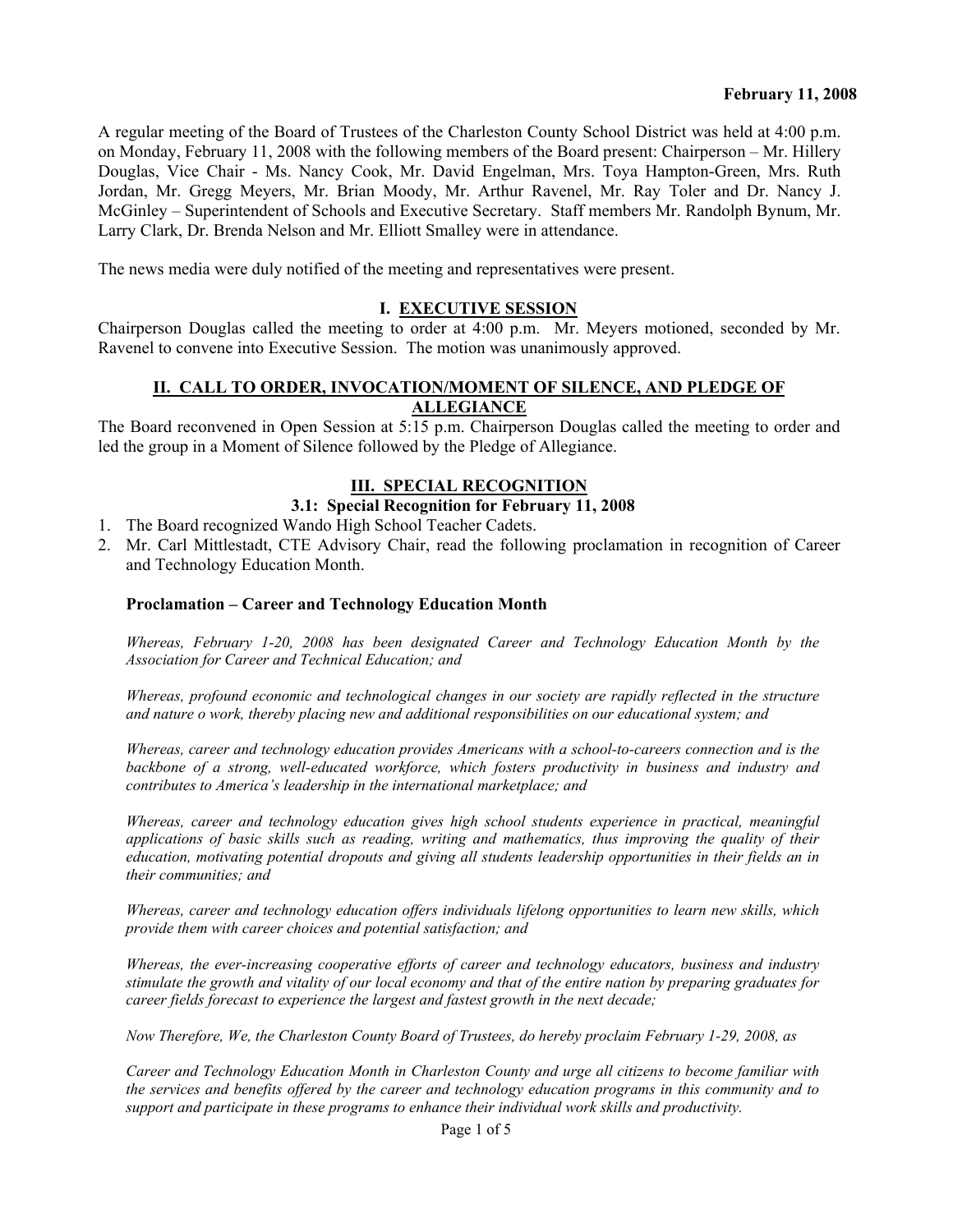**February 11, 2008**

A regular meeting of the Board of Trustees of the Charleston County School District was held at 4:00 p.m. on Monday, February 11, 2008 with the following members of the Board present: Chairperson – Mr. Hillery Douglas, Vice Chair - Ms. Nancy Cook, Mr. David Engelman, Mrs. Toya Hampton-Green, Mrs. Ruth Jordan, Mr. Gregg Meyers, Mr. Brian Moody, Mr. Arthur Ravenel, Mr. Ray Toler and Dr. Nancy J. McGinley – Superintendent of Schools and Executive Secretary. Staff members Mr. Randolph Bynum, Mr. Larry Clark, Dr. Brenda Nelson and Mr. Elliott Smalley were in attendance.

The news media were duly notified of the meeting and representatives were present.

## I. EXECUTIVE SESSION

Chairperson Douglas called the meeting to order at 4:00 p.m. Mr. Meyers motioned, seconded by Mr. Ravenel to convene into Executive Session. The motion was unanimously approved.

## II. CALL TO ORDER, INVOCATION/MOMENT OF SILENCE, AND PLEDGE OF ALLEGIANCE

The Board reconvened in Open Session at 5:15 p.m. Chairperson Douglas called the meeting to order and led the group in a Moment of Silence followed by the Pledge of Allegiance.

## III. SPECIAL RECOGNITION

### 3.1: Special Recognition for February 11, 2008

1. The Board recognized Wando High School Teacher Cadets.
2. Mr. Carl Mittlestadt, CTE Advisory Chair, read the following proclamation in recognition of Career and Technology Education Month.

**Proclamation – Career and Technology Education Month**

*Whereas, February 1-20, 2008 has been designated Career and Technology Education Month by the Association for Career and Technical Education; and*

*Whereas, profound economic and technological changes in our society are rapidly reflected in the structure and nature o work, thereby placing new and additional responsibilities on our educational system; and*

*Whereas, career and technology education provides Americans with a school-to-careers connection and is the backbone of a strong, well-educated workforce, which fosters productivity in business and industry and contributes to America's leadership in the international marketplace; and*

*Whereas, career and technology education gives high school students experience in practical, meaningful applications of basic skills such as reading, writing and mathematics, thus improving the quality of their education, motivating potential dropouts and giving all students leadership opportunities in their fields an in their communities; and*

*Whereas, career and technology education offers individuals lifelong opportunities to learn new skills, which provide them with career choices and potential satisfaction; and*

*Whereas, the ever-increasing cooperative efforts of career and technology educators, business and industry stimulate the growth and vitality of our local economy and that of the entire nation by preparing graduates for career fields forecast to experience the largest and fastest growth in the next decade;*

*Now Therefore, We, the Charleston County Board of Trustees, do hereby proclaim February 1-29, 2008, as*

*Career and Technology Education Month in Charleston County and urge all citizens to become familiar with the services and benefits offered by the career and technology education programs in this community and to support and participate in these programs to enhance their individual work skills and productivity.*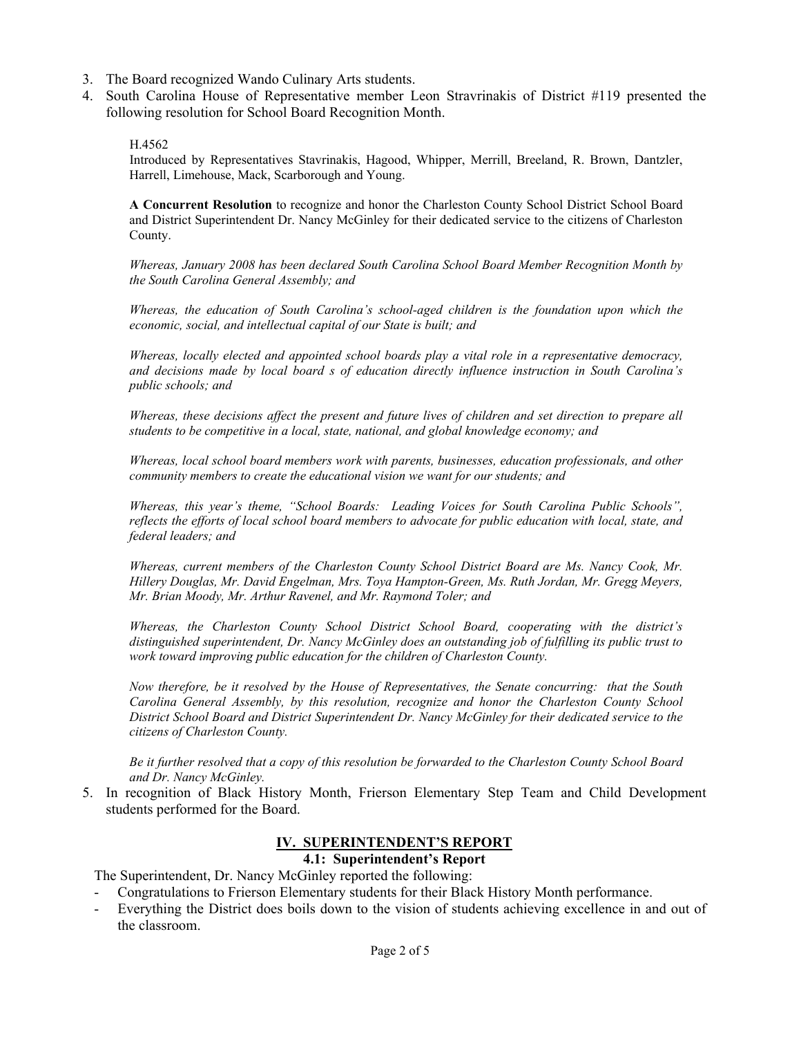3. The Board recognized Wando Culinary Arts students.
4. South Carolina House of Representative member Leon Stravrinakis of District #119 presented the following resolution for School Board Recognition Month.

   H.4562
   
   Introduced by Representatives Stavrinakis, Hagood, Whipper, Merrill, Breeland, R. Brown, Dantzler, Harrell, Limehouse, Mack, Scarborough and Young.

   **A Concurrent Resolution** to recognize and honor the Charleston County School District School Board and District Superintendent Dr. Nancy McGinley for their dedicated service to the citizens of Charleston County.

   *Whereas, January 2008 has been declared South Carolina School Board Member Recognition Month by the South Carolina General Assembly; and*

   *Whereas, the education of South Carolina's school-aged children is the foundation upon which the economic, social, and intellectual capital of our State is built; and*

   *Whereas, locally elected and appointed school boards play a vital role in a representative democracy, and decisions made by local board s of education directly influence instruction in South Carolina's public schools; and*

   *Whereas, these decisions affect the present and future lives of children and set direction to prepare all students to be competitive in a local, state, national, and global knowledge economy; and*

   *Whereas, local school board members work with parents, businesses, education professionals, and other community members to create the educational vision we want for our students; and*

   *Whereas, this year's theme, "School Boards: Leading Voices for South Carolina Public Schools", reflects the efforts of local school board members to advocate for public education with local, state, and federal leaders; and*

   *Whereas, current members of the Charleston County School District Board are Ms. Nancy Cook, Mr. Hillery Douglas, Mr. David Engelman, Mrs. Toya Hampton-Green, Ms. Ruth Jordan, Mr. Gregg Meyers, Mr. Brian Moody, Mr. Arthur Ravenel, and Mr. Raymond Toler; and*

   *Whereas, the Charleston County School District School Board, cooperating with the district's distinguished superintendent, Dr. Nancy McGinley does an outstanding job of fulfilling its public trust to work toward improving public education for the children of Charleston County.*

   *Now therefore, be it resolved by the House of Representatives, the Senate concurring: that the South Carolina General Assembly, by this resolution, recognize and honor the Charleston County School District School Board and District Superintendent Dr. Nancy McGinley for their dedicated service to the citizens of Charleston County.*

   *Be it further resolved that a copy of this resolution be forwarded to the Charleston County School Board and Dr. Nancy McGinley.*
5. In recognition of Black History Month, Frierson Elementary Step Team and Child Development students performed for the Board.

## IV. SUPERINTENDENT'S REPORT

### 4.1: Superintendent's Report

The Superintendent, Dr. Nancy McGinley reported the following:

- Congratulations to Frierson Elementary students for their Black History Month performance.
- Everything the District does boils down to the vision of students achieving excellence in and out of the classroom.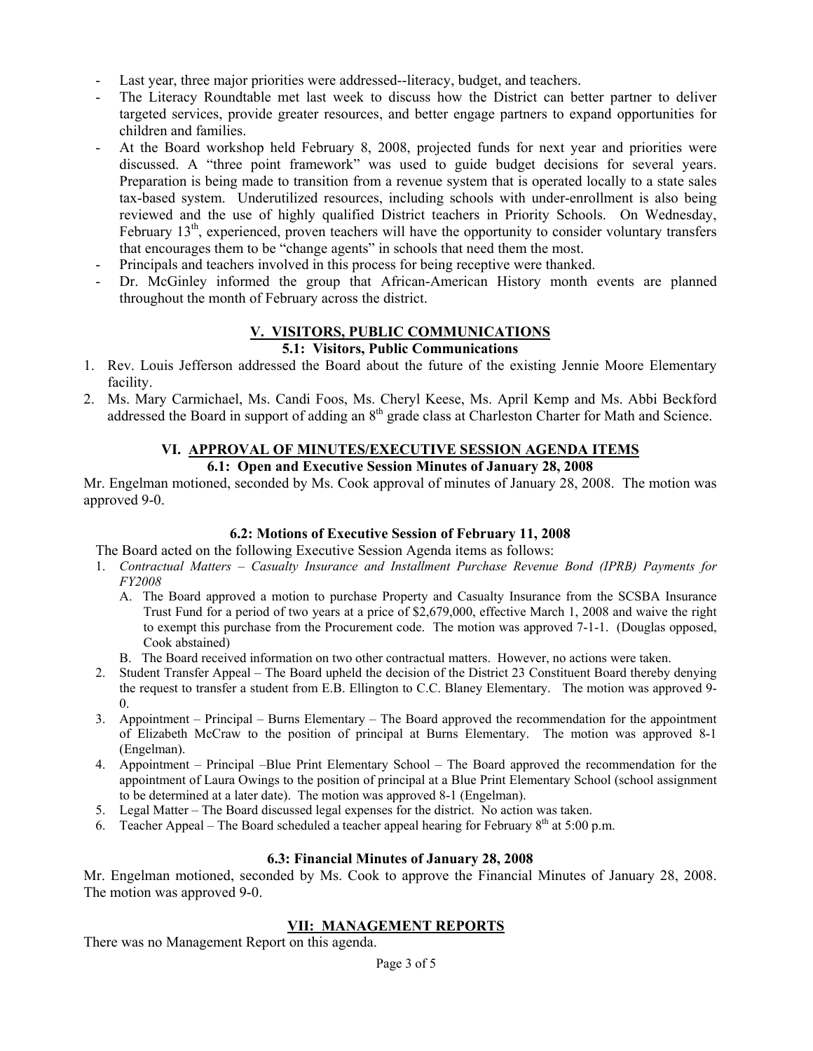- Last year, three major priorities were addressed--literacy, budget, and teachers.
- The Literacy Roundtable met last week to discuss how the District can better partner to deliver targeted services, provide greater resources, and better engage partners to expand opportunities for children and families.
- At the Board workshop held February 8, 2008, projected funds for next year and priorities were discussed. A "three point framework" was used to guide budget decisions for several years. Preparation is being made to transition from a revenue system that is operated locally to a state sales tax-based system. Underutilized resources, including schools with under-enrollment is also being reviewed and the use of highly qualified District teachers in Priority Schools. On Wednesday, February 13th, experienced, proven teachers will have the opportunity to consider voluntary transfers that encourages them to be "change agents" in schools that need them the most.
- Principals and teachers involved in this process for being receptive were thanked.
- Dr. McGinley informed the group that African-American History month events are planned throughout the month of February across the district.

## V. VISITORS, PUBLIC COMMUNICATIONS

### 5.1: Visitors, Public Communications

1. Rev. Louis Jefferson addressed the Board about the future of the existing Jennie Moore Elementary facility.
2. Ms. Mary Carmichael, Ms. Candi Foos, Ms. Cheryl Keese, Ms. April Kemp and Ms. Abbi Beckford addressed the Board in support of adding an 8th grade class at Charleston Charter for Math and Science.

## VI. APPROVAL OF MINUTES/EXECUTIVE SESSION AGENDA ITEMS

### 6.1: Open and Executive Session Minutes of January 28, 2008

Mr. Engelman motioned, seconded by Ms. Cook approval of minutes of January 28, 2008. The motion was approved 9-0.

### 6.2: Motions of Executive Session of February 11, 2008

The Board acted on the following Executive Session Agenda items as follows:

1. *Contractual Matters – Casualty Insurance and Installment Purchase Revenue Bond (IPRB) Payments for FY2008*
   - A. The Board approved a motion to purchase Property and Casualty Insurance from the SCSBA Insurance Trust Fund for a period of two years at a price of $2,679,000, effective March 1, 2008 and waive the right to exempt this purchase from the Procurement code. The motion was approved 7-1-1. (Douglas opposed, Cook abstained)
   - B. The Board received information on two other contractual matters. However, no actions were taken.
2. Student Transfer Appeal – The Board upheld the decision of the District 23 Constituent Board thereby denying the request to transfer a student from E.B. Ellington to C.C. Blaney Elementary. The motion was approved 9-0.
3. Appointment – Principal – Burns Elementary – The Board approved the recommendation for the appointment of Elizabeth McCraw to the position of principal at Burns Elementary. The motion was approved 8-1 (Engelman).
4. Appointment – Principal –Blue Print Elementary School – The Board approved the recommendation for the appointment of Laura Owings to the position of principal at a Blue Print Elementary School (school assignment to be determined at a later date). The motion was approved 8-1 (Engelman).
5. Legal Matter – The Board discussed legal expenses for the district. No action was taken.
6. Teacher Appeal – The Board scheduled a teacher appeal hearing for February 8th at 5:00 p.m.

### 6.3: Financial Minutes of January 28, 2008

Mr. Engelman motioned, seconded by Ms. Cook to approve the Financial Minutes of January 28, 2008. The motion was approved 9-0.

## VII: MANAGEMENT REPORTS

There was no Management Report on this agenda.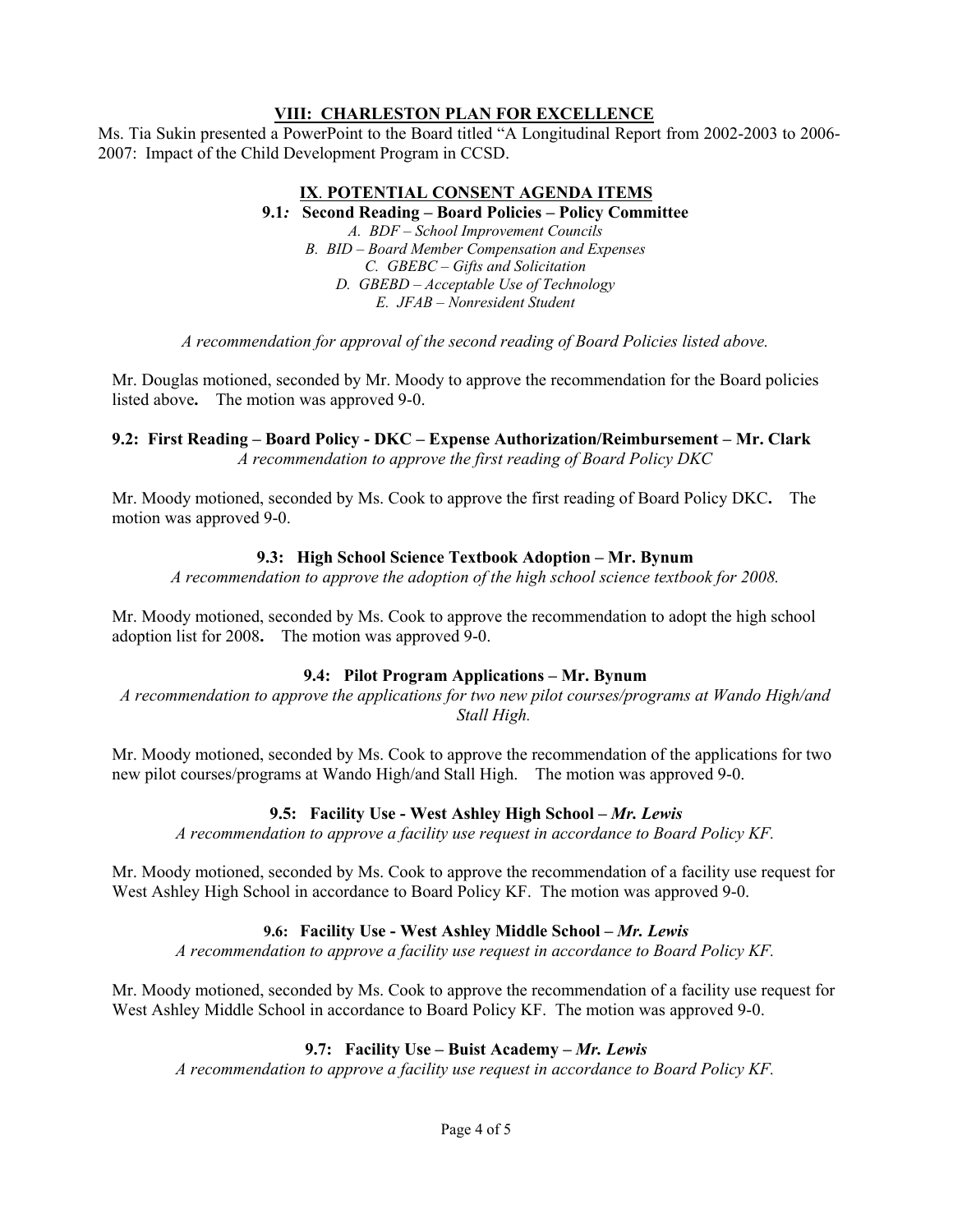## VIII: CHARLESTON PLAN FOR EXCELLENCE

Ms. Tia Sukin presented a PowerPoint to the Board titled "A Longitudinal Report from 2002-2003 to 2006-2007: Impact of the Child Development Program in CCSD.

## IX. POTENTIAL CONSENT AGENDA ITEMS

### 9.1: Second Reading – Board Policies – Policy Committee

*A. BDF – School Improvement Councils*
*B. BID – Board Member Compensation and Expenses*
*C. GBEBC – Gifts and Solicitation*
*D. GBEBD – Acceptable Use of Technology*
*E. JFAB – Nonresident Student*

*A recommendation for approval of the second reading of Board Policies listed above.*

Mr. Douglas motioned, seconded by Mr. Moody to approve the recommendation for the Board policies listed above**.** The motion was approved 9-0.

### 9.2: First Reading – Board Policy - DKC – Expense Authorization/Reimbursement – Mr. Clark

*A recommendation to approve the first reading of Board Policy DKC*

Mr. Moody motioned, seconded by Ms. Cook to approve the first reading of Board Policy DKC**.** The motion was approved 9-0.

### 9.3: High School Science Textbook Adoption – Mr. Bynum

*A recommendation to approve the adoption of the high school science textbook for 2008.*

Mr. Moody motioned, seconded by Ms. Cook to approve the recommendation to adopt the high school adoption list for 2008**.** The motion was approved 9-0.

### 9.4: Pilot Program Applications – Mr. Bynum

*A recommendation to approve the applications for two new pilot courses/programs at Wando High/and Stall High.*

Mr. Moody motioned, seconded by Ms. Cook to approve the recommendation of the applications for two new pilot courses/programs at Wando High/and Stall High. The motion was approved 9-0.

### 9.5: Facility Use - West Ashley High School – *Mr. Lewis*

*A recommendation to approve a facility use request in accordance to Board Policy KF.*

Mr. Moody motioned, seconded by Ms. Cook to approve the recommendation of a facility use request for West Ashley High School in accordance to Board Policy KF. The motion was approved 9-0.

### 9.6: Facility Use - West Ashley Middle School – *Mr. Lewis*

*A recommendation to approve a facility use request in accordance to Board Policy KF.*

Mr. Moody motioned, seconded by Ms. Cook to approve the recommendation of a facility use request for West Ashley Middle School in accordance to Board Policy KF. The motion was approved 9-0.

### 9.7: Facility Use – Buist Academy – *Mr. Lewis*

*A recommendation to approve a facility use request in accordance to Board Policy KF.*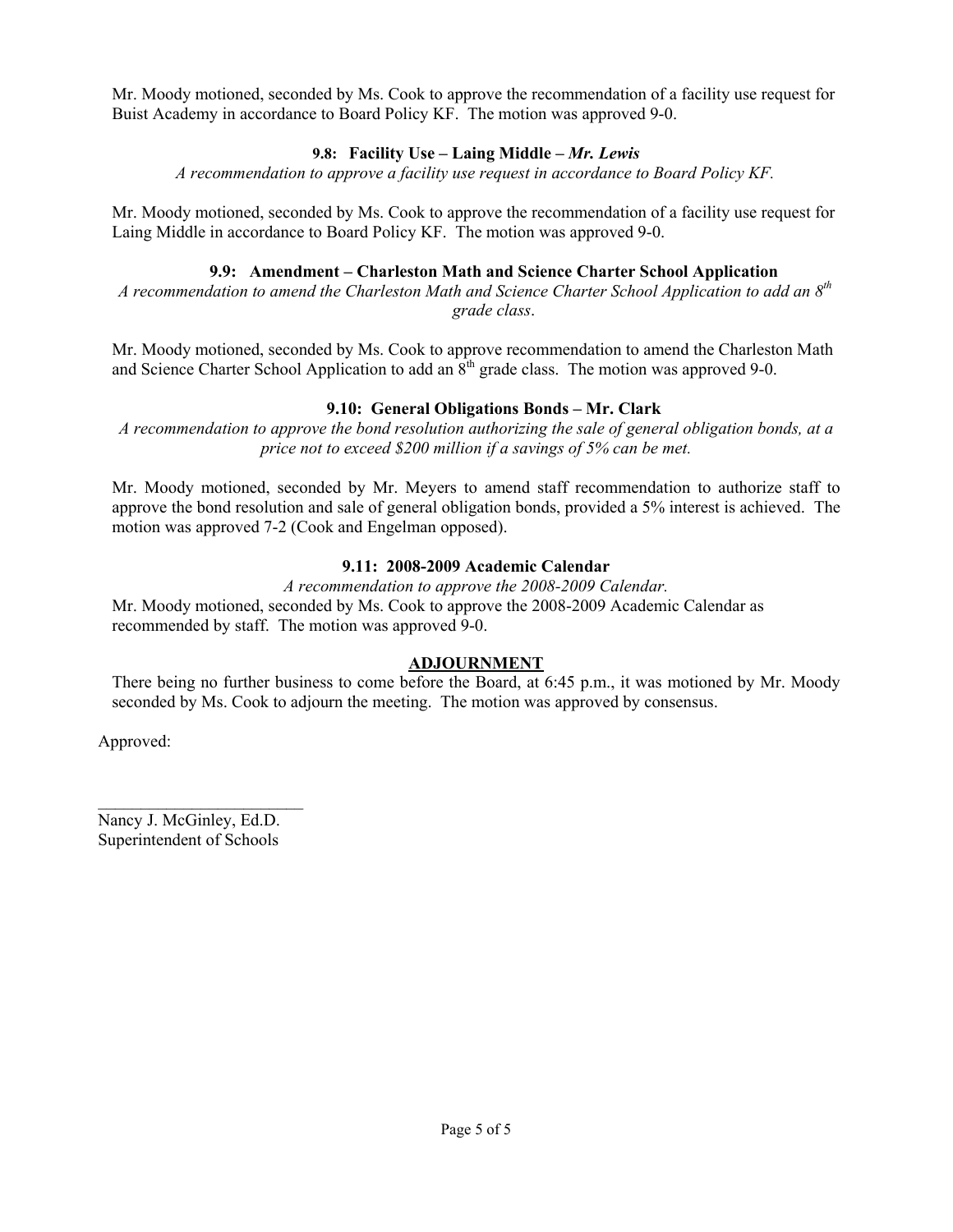Mr. Moody motioned, seconded by Ms. Cook to approve the recommendation of a facility use request for Buist Academy in accordance to Board Policy KF. The motion was approved 9-0.

### 9.8: Facility Use – Laing Middle – *Mr. Lewis*

*A recommendation to approve a facility use request in accordance to Board Policy KF.*

Mr. Moody motioned, seconded by Ms. Cook to approve the recommendation of a facility use request for Laing Middle in accordance to Board Policy KF. The motion was approved 9-0.

### 9.9: Amendment – Charleston Math and Science Charter School Application

*A recommendation to amend the Charleston Math and Science Charter School Application to add an 8th grade class.*

Mr. Moody motioned, seconded by Ms. Cook to approve recommendation to amend the Charleston Math and Science Charter School Application to add an 8th grade class. The motion was approved 9-0.

### 9.10: General Obligations Bonds – Mr. Clark

*A recommendation to approve the bond resolution authorizing the sale of general obligation bonds, at a price not to exceed $200 million if a savings of 5% can be met.*

Mr. Moody motioned, seconded by Mr. Meyers to amend staff recommendation to authorize staff to approve the bond resolution and sale of general obligation bonds, provided a 5% interest is achieved. The motion was approved 7-2 (Cook and Engelman opposed).

### 9.11: 2008-2009 Academic Calendar

*A recommendation to approve the 2008-2009 Calendar.*

Mr. Moody motioned, seconded by Ms. Cook to approve the 2008-2009 Academic Calendar as recommended by staff. The motion was approved 9-0.

## ADJOURNMENT

There being no further business to come before the Board, at 6:45 p.m., it was motioned by Mr. Moody seconded by Ms. Cook to adjourn the meeting. The motion was approved by consensus.

Approved:

\_\_\_\_\_\_\_\_\_\_\_\_\_\_\_\_\_\_\_\_\_\_\_\_\_

Nancy J. McGinley, Ed.D.
Superintendent of Schools